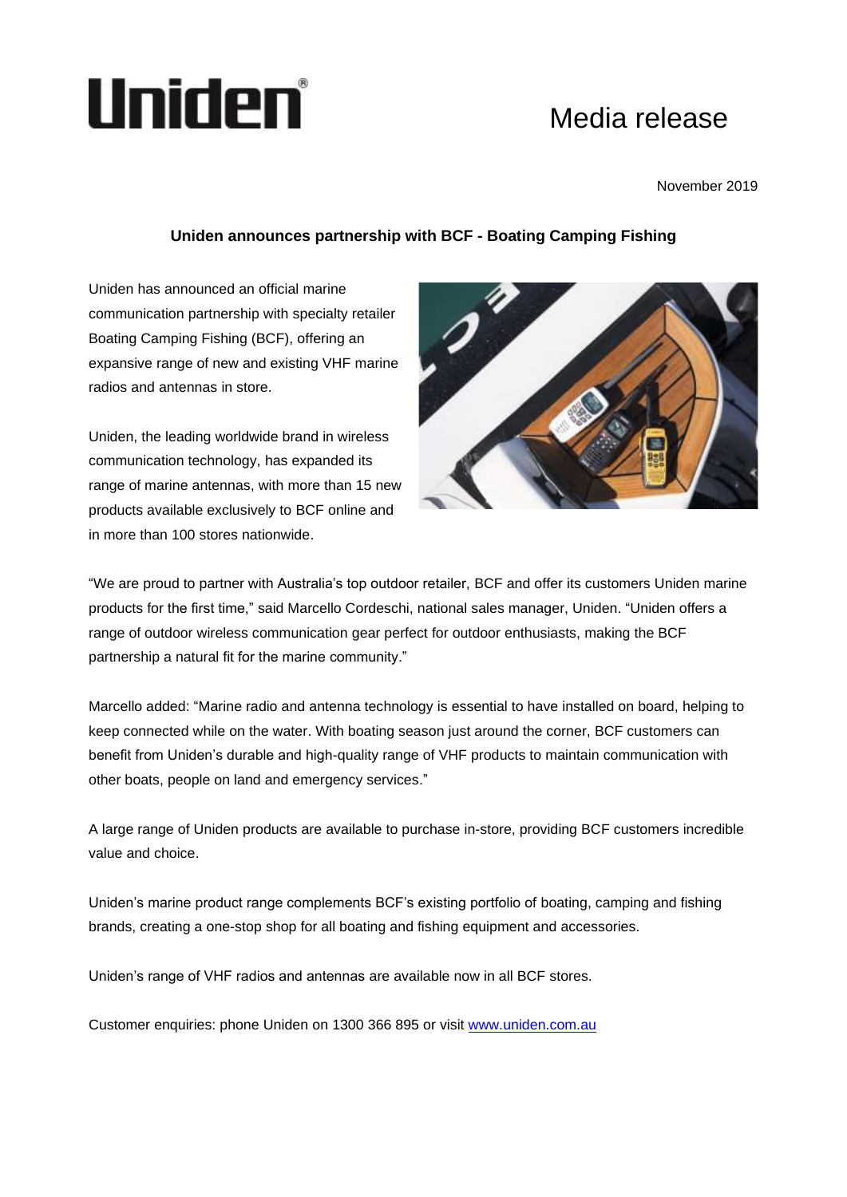# Uniden

## Media release

November 2019

### Uniden announces partnership with BCF - Boating Camping Fishing

Uniden has announced an official marine communication partnership with specialty retailer Boating Camping Fishing (BCF), offering an expansive range of new and existing VHF marine radios and antennas in store.

Uniden, the leading worldwide brand in wireless communication technology, has expanded its range of marine antennas, with more than 15 new products available exclusively to BCF online and in more than 100 stores nationwide.

"We are proud to partner with Australia's top outdoor retailer, BCF and offer its customers Uniden marine products for the first time," said Marcello Cordeschi, national sales manager, Uniden. "Uniden offers a range of outdoor wireless communication gear perfect for outdoor enthusiasts, making the BCF partnership a natural fit for the marine community."

Marcello added: "Marine radio and antenna technology is essential to have installed on board, helping to keep connected while on the water. With boating season just around the corner, BCF customers can benefit from Uniden's durable and high-quality range of VHF products to maintain communication with other boats, people on land and emergency services."

A large range of Uniden products are available to purchase in-store, providing BCF customers incredible value and choice.

Uniden's marine product range complements BCF's existing portfolio of boating, camping and fishing brands, creating a one-stop shop for all boating and fishing equipment and accessories.

Uniden's range of VHF radios and antennas are available now in all BCF stores.

Customer enquiries: phone Uniden on 1300 366 895 or visit [www.uniden.com.au](http://www.uniden.com.au)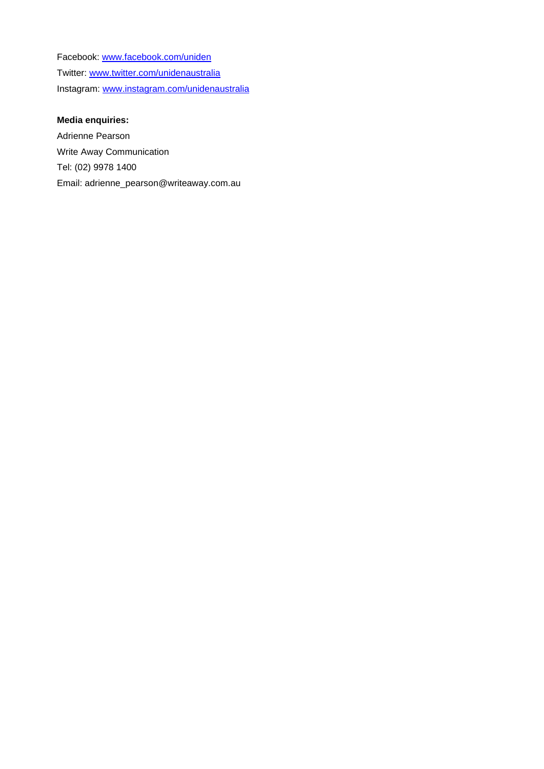Facebook: [www.facebook.com/uniden](http://www.facebook.com/uniden)
Twitter: [www.twitter.com/unidenaustralia](http://www.twitter.com/unidenaustralia)
Instagram: [www.instagram.com/unidenaustralia](http://www.instagram.com/unidenaustralia)

**Media enquiries:**
Adrienne Pearson
Write Away Communication
Tel: (02) 9978 1400
Email: adrienne_pearson@writeaway.com.au